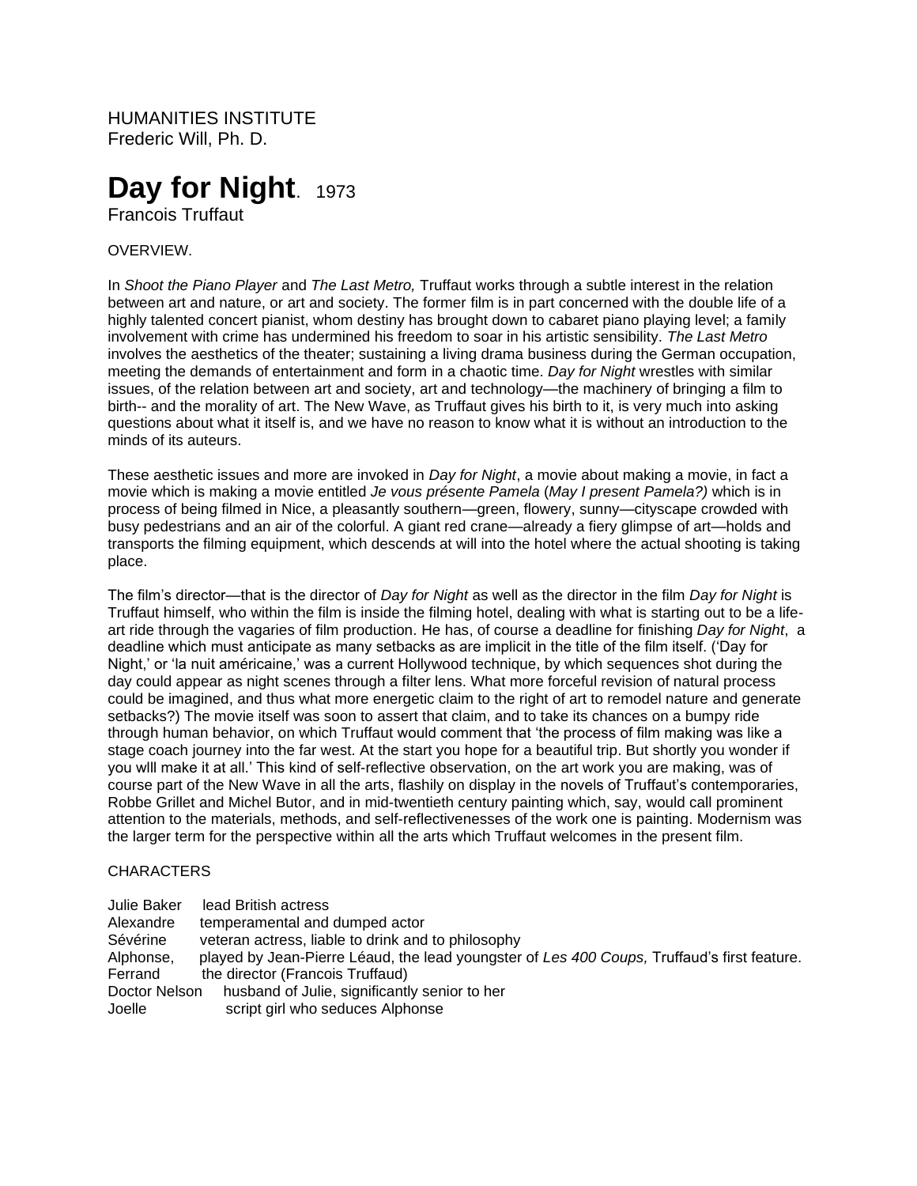HUMANITIES INSTITUTE
Frederic Will, Ph. D.

# Day for Night. 1973

Francois Truffaut

OVERVIEW.

In *Shoot the Piano Player* and *The Last Metro,* Truffaut works through a subtle interest in the relation between art and nature, or art and society. The former film is in part concerned with the double life of a highly talented concert pianist, whom destiny has brought down to cabaret piano playing level; a family involvement with crime has undermined his freedom to soar in his artistic sensibility. *The Last Metro* involves the aesthetics of the theater; sustaining a living drama business during the German occupation, meeting the demands of entertainment and form in a chaotic time. *Day for Night* wrestles with similar issues, of the relation between art and society, art and technology—the machinery of bringing a film to birth-- and the morality of art. The New Wave, as Truffaut gives his birth to it, is very much into asking questions about what it itself is, and we have no reason to know what it is without an introduction to the minds of its auteurs.

These aesthetic issues and more are invoked in *Day for Night*, a movie about making a movie, in fact a movie which is making a movie entitled *Je vous présente Pamela* (*May I present Pamela?)* which is in process of being filmed in Nice, a pleasantly southern—green, flowery, sunny—cityscape crowded with busy pedestrians and an air of the colorful. A giant red crane—already a fiery glimpse of art—holds and transports the filming equipment, which descends at will into the hotel where the actual shooting is taking place.

The film's director—that is the director of *Day for Night* as well as the director in the film *Day for Night* is Truffaut himself, who within the film is inside the filming hotel, dealing with what is starting out to be a life-art ride through the vagaries of film production. He has, of course a deadline for finishing *Day for Night*, a deadline which must anticipate as many setbacks as are implicit in the title of the film itself. ('Day for Night,' or 'la nuit américaine,' was a current Hollywood technique, by which sequences shot during the day could appear as night scenes through a filter lens. What more forceful revision of natural process could be imagined, and thus what more energetic claim to the right of art to remodel nature and generate setbacks?) The movie itself was soon to assert that claim, and to take its chances on a bumpy ride through human behavior, on which Truffaut would comment that 'the process of film making was like a stage coach journey into the far west. At the start you hope for a beautiful trip. But shortly you wonder if you wlll make it at all.' This kind of self-reflective observation, on the art work you are making, was of course part of the New Wave in all the arts, flashily on display in the novels of Truffaut's contemporaries, Robbe Grillet and Michel Butor, and in mid-twentieth century painting which, say, would call prominent attention to the materials, methods, and self-reflectivenesses of the work one is painting. Modernism was the larger term for the perspective within all the arts which Truffaut welcomes in the present film.

CHARACTERS

| | |
|---|---|
| Julie Baker | lead British actress |
| Alexandre | temperamental and dumped actor |
| Sévérine | veteran actress, liable to drink and to philosophy |
| Alphonse, | played by Jean-Pierre Léaud, the lead youngster of *Les 400 Coups,* Truffaud's first feature. |
| Ferrand | the director (Francois Truffaud) |
| Doctor Nelson | husband of Julie, significantly senior to her |
| Joelle | script girl who seduces Alphonse |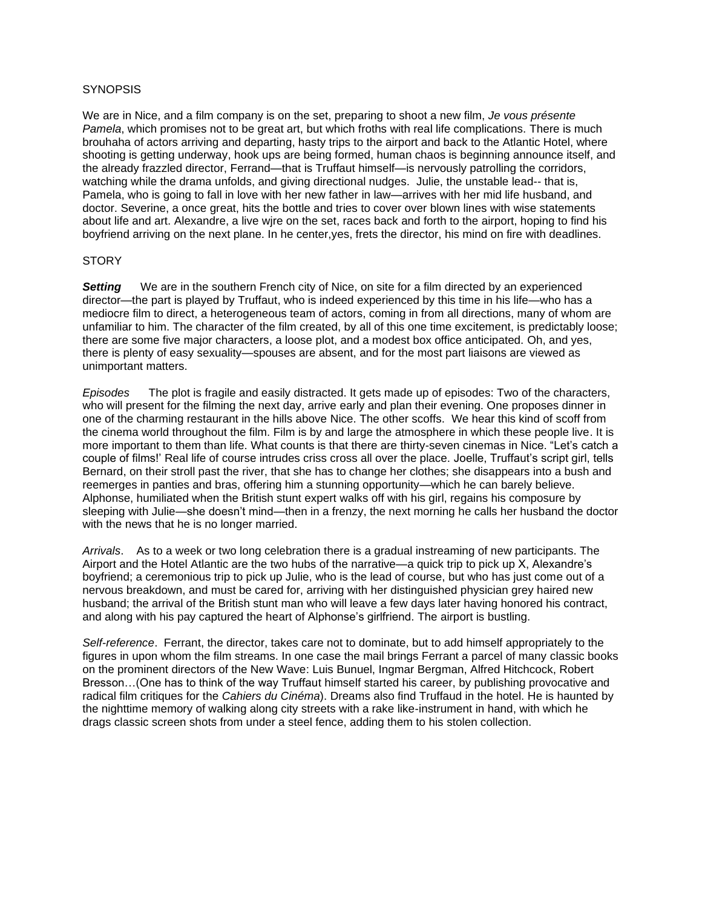SYNOPSIS

We are in Nice, and a film company is on the set, preparing to shoot a new film, *Je vous présente Pamela*, which promises not to be great art, but which froths with real life complications. There is much brouhaha of actors arriving and departing, hasty trips to the airport and back to the Atlantic Hotel, where shooting is getting underway, hook ups are being formed, human chaos is beginning announce itself, and the already frazzled director, Ferrand—that is Truffaut himself—is nervously patrolling the corridors, watching while the drama unfolds, and giving directional nudges. Julie, the unstable lead-- that is, Pamela, who is going to fall in love with her new father in law—arrives with her mid life husband, and doctor. Severine, a once great, hits the bottle and tries to cover over blown lines with wise statements about life and art. Alexandre, a live wjre on the set, races back and forth to the airport, hoping to find his boyfriend arriving on the next plane. In he center,yes, frets the director, his mind on fire with deadlines.

STORY

***Setting*** We are in the southern French city of Nice, on site for a film directed by an experienced director—the part is played by Truffaut, who is indeed experienced by this time in his life—who has a mediocre film to direct, a heterogeneous team of actors, coming in from all directions, many of whom are unfamiliar to him. The character of the film created, by all of this one time excitement, is predictably loose; there are some five major characters, a loose plot, and a modest box office anticipated. Oh, and yes, there is plenty of easy sexuality—spouses are absent, and for the most part liaisons are viewed as unimportant matters.

*Episodes* The plot is fragile and easily distracted. It gets made up of episodes: Two of the characters, who will present for the filming the next day, arrive early and plan their evening. One proposes dinner in one of the charming restaurant in the hills above Nice. The other scoffs. We hear this kind of scoff from the cinema world throughout the film. Film is by and large the atmosphere in which these people live. It is more important to them than life. What counts is that there are thirty-seven cinemas in Nice. "Let's catch a couple of films!' Real life of course intrudes criss cross all over the place. Joelle, Truffaut's script girl, tells Bernard, on their stroll past the river, that she has to change her clothes; she disappears into a bush and reemerges in panties and bras, offering him a stunning opportunity—which he can barely believe. Alphonse, humiliated when the British stunt expert walks off with his girl, regains his composure by sleeping with Julie—she doesn't mind—then in a frenzy, the next morning he calls her husband the doctor with the news that he is no longer married.

*Arrivals*. As to a week or two long celebration there is a gradual instreaming of new participants. The Airport and the Hotel Atlantic are the two hubs of the narrative—a quick trip to pick up X, Alexandre's boyfriend; a ceremonious trip to pick up Julie, who is the lead of course, but who has just come out of a nervous breakdown, and must be cared for, arriving with her distinguished physician grey haired new husband; the arrival of the British stunt man who will leave a few days later having honored his contract, and along with his pay captured the heart of Alphonse's girlfriend. The airport is bustling.

*Self-reference*. Ferrant, the director, takes care not to dominate, but to add himself appropriately to the figures in upon whom the film streams. In one case the mail brings Ferrant a parcel of many classic books on the prominent directors of the New Wave: Luis Bunuel, Ingmar Bergman, Alfred Hitchcock, Robert Bresson…(One has to think of the way Truffaut himself started his career, by publishing provocative and radical film critiques for the *Cahiers du Cinéma*). Dreams also find Truffaud in the hotel. He is haunted by the nighttime memory of walking along city streets with a rake like-instrument in hand, with which he drags classic screen shots from under a steel fence, adding them to his stolen collection.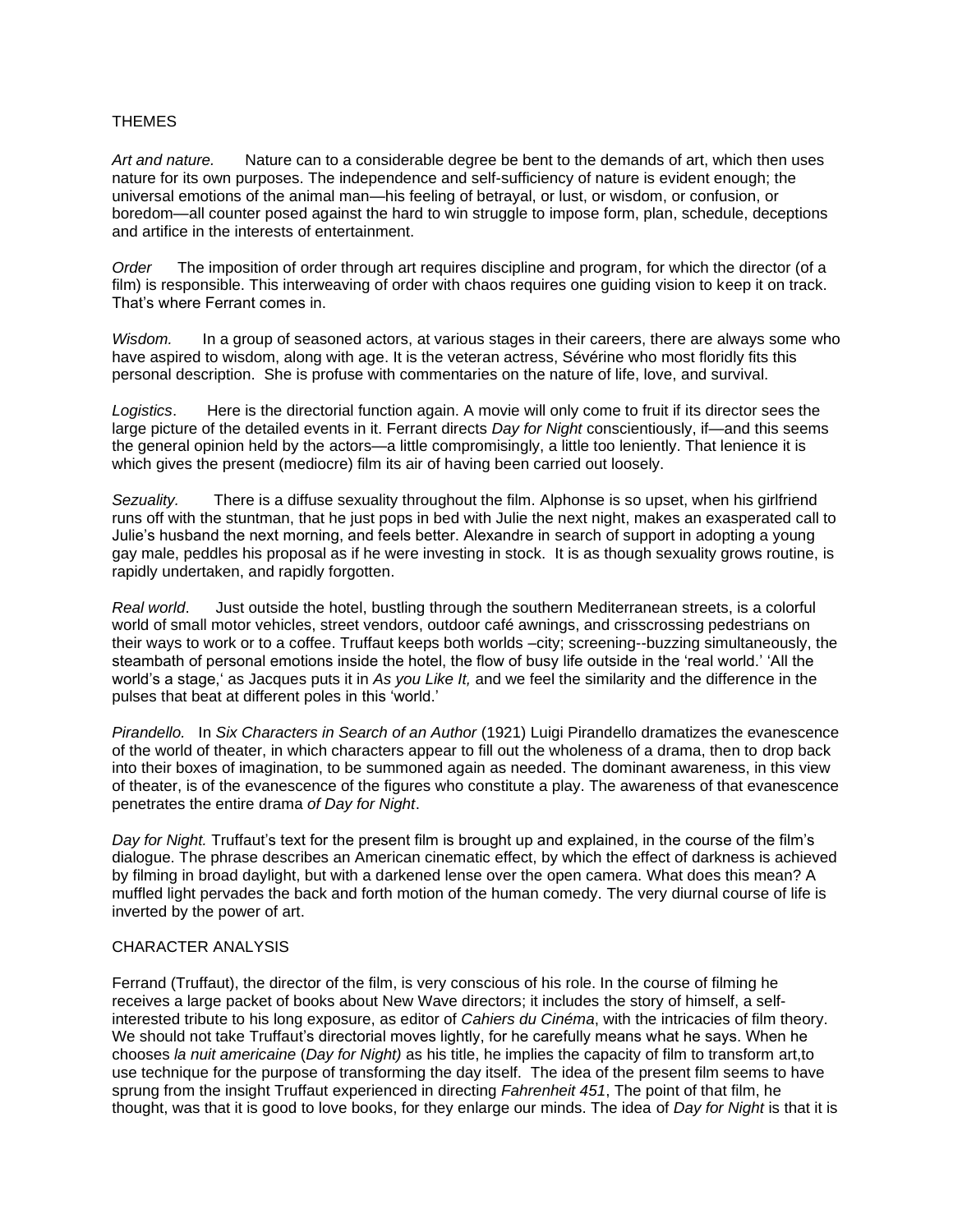THEMES

*Art and nature.* Nature can to a considerable degree be bent to the demands of art, which then uses nature for its own purposes. The independence and self-sufficiency of nature is evident enough; the universal emotions of the animal man—his feeling of betrayal, or lust, or wisdom, or confusion, or boredom—all counter posed against the hard to win struggle to impose form, plan, schedule, deceptions and artifice in the interests of entertainment.

*Order* The imposition of order through art requires discipline and program, for which the director (of a film) is responsible. This interweaving of order with chaos requires one guiding vision to keep it on track. That's where Ferrant comes in.

*Wisdom.* In a group of seasoned actors, at various stages in their careers, there are always some who have aspired to wisdom, along with age. It is the veteran actress, Sévérine who most floridly fits this personal description. She is profuse with commentaries on the nature of life, love, and survival.

*Logistics*. Here is the directorial function again. A movie will only come to fruit if its director sees the large picture of the detailed events in it. Ferrant directs *Day for Night* conscientiously, if—and this seems the general opinion held by the actors—a little compromisingly, a little too leniently. That lenience it is which gives the present (mediocre) film its air of having been carried out loosely.

*Sezuality.* There is a diffuse sexuality throughout the film. Alphonse is so upset, when his girlfriend runs off with the stuntman, that he just pops in bed with Julie the next night, makes an exasperated call to Julie's husband the next morning, and feels better. Alexandre in search of support in adopting a young gay male, peddles his proposal as if he were investing in stock. It is as though sexuality grows routine, is rapidly undertaken, and rapidly forgotten.

*Real world*. Just outside the hotel, bustling through the southern Mediterranean streets, is a colorful world of small motor vehicles, street vendors, outdoor café awnings, and crisscrossing pedestrians on their ways to work or to a coffee. Truffaut keeps both worlds –city; screening--buzzing simultaneously, the steambath of personal emotions inside the hotel, the flow of busy life outside in the 'real world.' 'All the world's a stage,' as Jacques puts it in *As you Like It,* and we feel the similarity and the difference in the pulses that beat at different poles in this 'world.'

*Pirandello.* In *Six Characters in Search of an Author* (1921) Luigi Pirandello dramatizes the evanescence of the world of theater, in which characters appear to fill out the wholeness of a drama, then to drop back into their boxes of imagination, to be summoned again as needed. The dominant awareness, in this view of theater, is of the evanescence of the figures who constitute a play. The awareness of that evanescence penetrates the entire drama *of Day for Night*.

*Day for Night.* Truffaut's text for the present film is brought up and explained, in the course of the film's dialogue. The phrase describes an American cinematic effect, by which the effect of darkness is achieved by filming in broad daylight, but with a darkened lense over the open camera. What does this mean? A muffled light pervades the back and forth motion of the human comedy. The very diurnal course of life is inverted by the power of art.

CHARACTER ANALYSIS

Ferrand (Truffaut), the director of the film, is very conscious of his role. In the course of filming he receives a large packet of books about New Wave directors; it includes the story of himself, a self-interested tribute to his long exposure, as editor of *Cahiers du Cinéma*, with the intricacies of film theory. We should not take Truffaut's directorial moves lightly, for he carefully means what he says. When he chooses *la nuit americaine* (*Day for Night)* as his title, he implies the capacity of film to transform art,to use technique for the purpose of transforming the day itself. The idea of the present film seems to have sprung from the insight Truffaut experienced in directing *Fahrenheit 451*, The point of that film, he thought, was that it is good to love books, for they enlarge our minds. The idea of *Day for Night* is that it is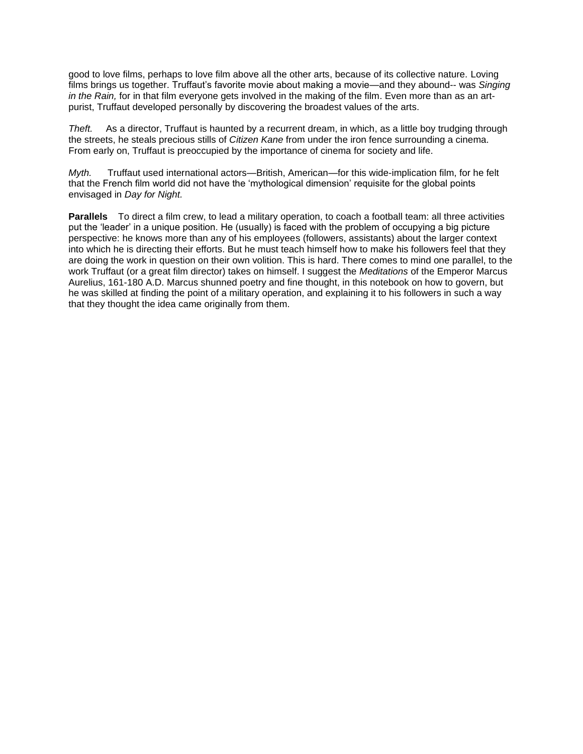good to love films, perhaps to love film above all the other arts, because of its collective nature. Loving films brings us together. Truffaut's favorite movie about making a movie—and they abound-- was *Singing in the Rain,* for in that film everyone gets involved in the making of the film. Even more than as an art-purist, Truffaut developed personally by discovering the broadest values of the arts.

*Theft.* As a director, Truffaut is haunted by a recurrent dream, in which, as a little boy trudging through the streets, he steals precious stills of *Citizen Kane* from under the iron fence surrounding a cinema. From early on, Truffaut is preoccupied by the importance of cinema for society and life.

*Myth.* Truffaut used international actors—British, American—for this wide-implication film, for he felt that the French film world did not have the 'mythological dimension' requisite for the global points envisaged in *Day for Night.*

**Parallels** To direct a film crew, to lead a military operation, to coach a football team: all three activities put the 'leader' in a unique position. He (usually) is faced with the problem of occupying a big picture perspective: he knows more than any of his employees (followers, assistants) about the larger context into which he is directing their efforts. But he must teach himself how to make his followers feel that they are doing the work in question on their own volition. This is hard. There comes to mind one parallel, to the work Truffaut (or a great film director) takes on himself. I suggest the *Meditations* of the Emperor Marcus Aurelius, 161-180 A.D. Marcus shunned poetry and fine thought, in this notebook on how to govern, but he was skilled at finding the point of a military operation, and explaining it to his followers in such a way that they thought the idea came originally from them.